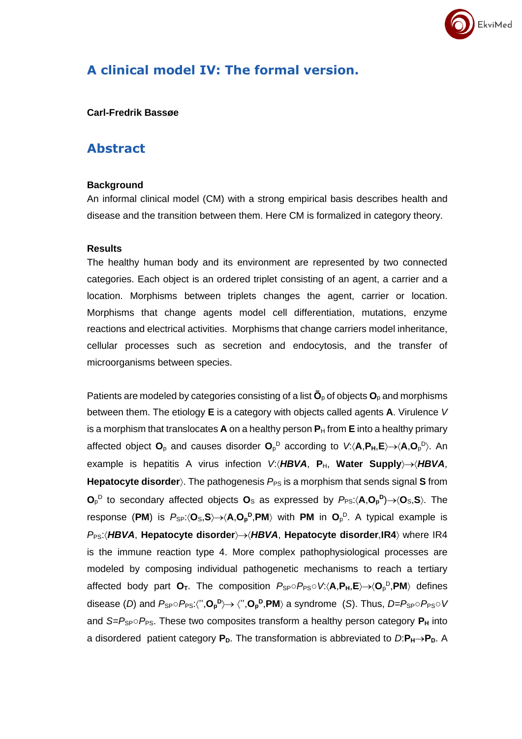# A clinical model IV: The formal version.

**Carl-Fredrik Bassøe**

## Abstract

**Background**

An informal clinical model (CM) with a strong empirical basis describes health and disease and the transition between them. Here CM is formalized in category theory.

**Results**

The healthy human body and its environment are represented by two connected categories. Each object is an ordered triplet consisting of an agent, a carrier and a location. Morphisms between triplets changes the agent, carrier or location. Morphisms that change agents model cell differentiation, mutations, enzyme reactions and electrical activities. Morphisms that change carriers model inheritance, cellular processes such as secretion and endocytosis, and the transfer of microorganisms between species.

Patients are modeled by categories consisting of a list $\tilde{\mathbf{O}}_p$ of objects $\mathbf{O}_p$ and morphisms between them. The etiology **E** is a category with objects called agents **A**. Virulence *V* is a morphism that translocates **A** on a healthy person $\mathbf{P}_H$ from **E** into a healthy primary affected object $\mathbf{O}_p$ and causes disorder $\mathbf{O}_p^D$ according to $V{:}\langle \mathbf{A},\mathbf{P_H},\mathbf{E}\rangle \to \langle \mathbf{A},\mathbf{O}_p^D\rangle$. An example is hepatitis A virus infection $V{:}\langle$***HBVA***, $\mathbf{P}_H$, **Water Supply**$\rangle \to \langle$***HBVA***, **Hepatocyte disorder**$\rangle$. The pathogenesis $P_{PS}$ is a morphism that sends signal **S** from $\mathbf{O}_p^D$ to secondary affected objects $\mathbf{O}_S$ as expressed by $P_{PS}{:}\langle \mathbf{A},\mathbf{O_p^D}\rangle \to \langle \mathbf{O}_S,\mathbf{S}\rangle$. The response (**PM**) is $P_{SP}{:}\langle \mathbf{O}_S,\mathbf{S}\rangle \to \langle \mathbf{A},\mathbf{O_p^D},\mathbf{PM}\rangle$ with **PM** in $\mathbf{O}_p^D$. A typical example is $P_{PS}{:}\langle$***HBVA***, **Hepatocyte disorder**$\rangle \to \langle$***HBVA***, **Hepatocyte disorder**,**IR4**$\rangle$ where IR4 is the immune reaction type 4. More complex pathophysiological processes are modeled by composing individual pathogenetic mechanisms to reach a tertiary affected body part $\mathbf{O_T}$. The composition $P_{SP}\circ P_{PS}\circ V{:}\langle \mathbf{A},\mathbf{P_H},\mathbf{E}\rangle \to \langle \mathbf{O}_p^D,\mathbf{PM}\rangle$ defines disease (*D*) and $P_{SP}\circ P_{PS}{:}\langle '',\mathbf{O_p^D}\rangle \to \langle '',\mathbf{O_p^D},\mathbf{PM}\rangle$ a syndrome (*S*). Thus, $D=P_{SP}\circ P_{PS}\circ V$ and $S=P_{SP}\circ P_{PS}$. These two composites transform a healthy person category $\mathbf{P_H}$ into a disordered patient category $\mathbf{P_D}$. The transformation is abbreviated to $D{:}\mathbf{P_H}\to\mathbf{P_D}$. A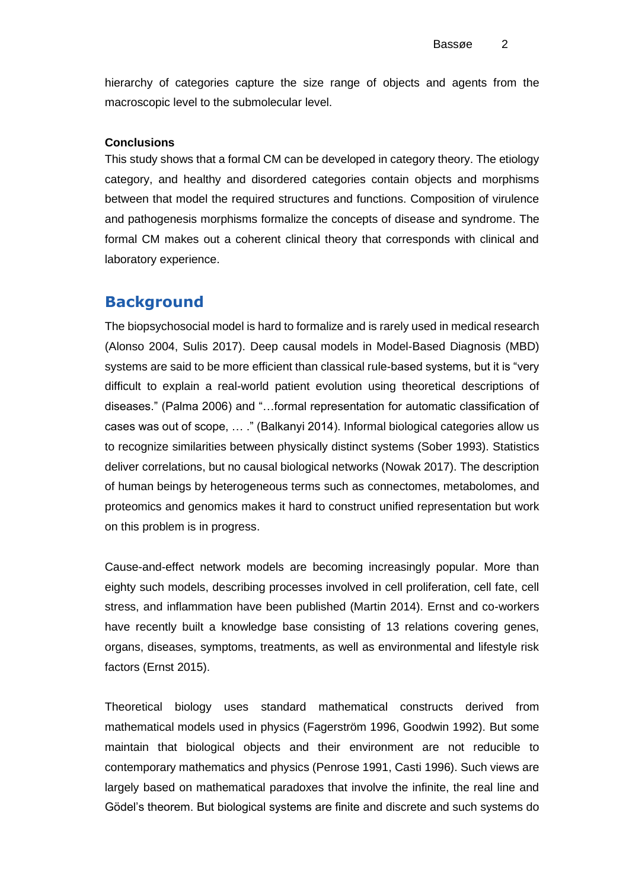hierarchy of categories capture the size range of objects and agents from the macroscopic level to the submolecular level.

**Conclusions**

This study shows that a formal CM can be developed in category theory. The etiology category, and healthy and disordered categories contain objects and morphisms between that model the required structures and functions. Composition of virulence and pathogenesis morphisms formalize the concepts of disease and syndrome. The formal CM makes out a coherent clinical theory that corresponds with clinical and laboratory experience.

## Background

The biopsychosocial model is hard to formalize and is rarely used in medical research (Alonso 2004, Sulis 2017). Deep causal models in Model-Based Diagnosis (MBD) systems are said to be more efficient than classical rule-based systems, but it is "very difficult to explain a real-world patient evolution using theoretical descriptions of diseases." (Palma 2006) and "…formal representation for automatic classification of cases was out of scope, … ." (Balkanyi 2014). Informal biological categories allow us to recognize similarities between physically distinct systems (Sober 1993). Statistics deliver correlations, but no causal biological networks (Nowak 2017). The description of human beings by heterogeneous terms such as connectomes, metabolomes, and proteomics and genomics makes it hard to construct unified representation but work on this problem is in progress.

Cause-and-effect network models are becoming increasingly popular. More than eighty such models, describing processes involved in cell proliferation, cell fate, cell stress, and inflammation have been published (Martin 2014). Ernst and co-workers have recently built a knowledge base consisting of 13 relations covering genes, organs, diseases, symptoms, treatments, as well as environmental and lifestyle risk factors (Ernst 2015).

Theoretical biology uses standard mathematical constructs derived from mathematical models used in physics (Fagerström 1996, Goodwin 1992). But some maintain that biological objects and their environment are not reducible to contemporary mathematics and physics (Penrose 1991, Casti 1996). Such views are largely based on mathematical paradoxes that involve the infinite, the real line and Gödel's theorem. But biological systems are finite and discrete and such systems do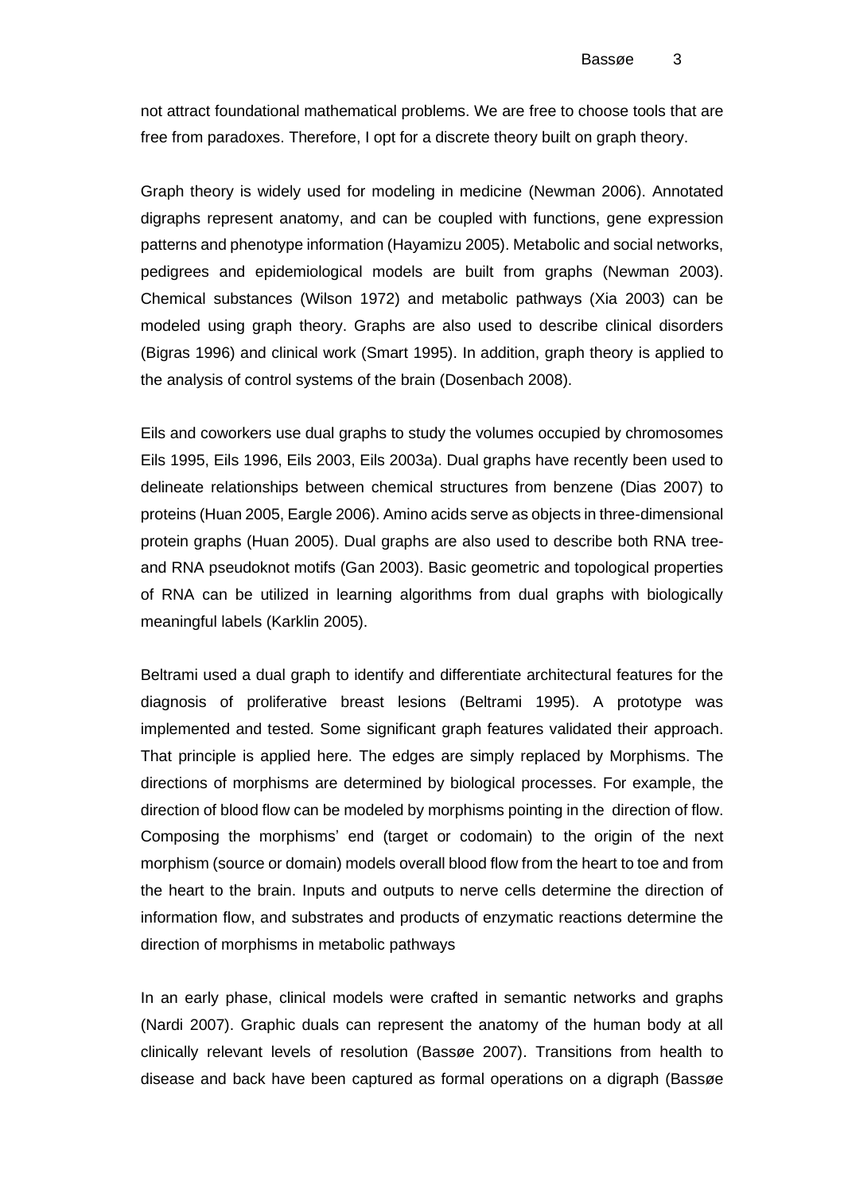not attract foundational mathematical problems. We are free to choose tools that are free from paradoxes. Therefore, I opt for a discrete theory built on graph theory.

Graph theory is widely used for modeling in medicine (Newman 2006). Annotated digraphs represent anatomy, and can be coupled with functions, gene expression patterns and phenotype information (Hayamizu 2005). Metabolic and social networks, pedigrees and epidemiological models are built from graphs (Newman 2003). Chemical substances (Wilson 1972) and metabolic pathways (Xia 2003) can be modeled using graph theory. Graphs are also used to describe clinical disorders (Bigras 1996) and clinical work (Smart 1995). In addition, graph theory is applied to the analysis of control systems of the brain (Dosenbach 2008).

Eils and coworkers use dual graphs to study the volumes occupied by chromosomes Eils 1995, Eils 1996, Eils 2003, Eils 2003a). Dual graphs have recently been used to delineate relationships between chemical structures from benzene (Dias 2007) to proteins (Huan 2005, Eargle 2006). Amino acids serve as objects in three-dimensional protein graphs (Huan 2005). Dual graphs are also used to describe both RNA tree- and RNA pseudoknot motifs (Gan 2003). Basic geometric and topological properties of RNA can be utilized in learning algorithms from dual graphs with biologically meaningful labels (Karklin 2005).

Beltrami used a dual graph to identify and differentiate architectural features for the diagnosis of proliferative breast lesions (Beltrami 1995). A prototype was implemented and tested. Some significant graph features validated their approach. That principle is applied here. The edges are simply replaced by Morphisms. The directions of morphisms are determined by biological processes. For example, the direction of blood flow can be modeled by morphisms pointing in the direction of flow. Composing the morphisms' end (target or codomain) to the origin of the next morphism (source or domain) models overall blood flow from the heart to toe and from the heart to the brain. Inputs and outputs to nerve cells determine the direction of information flow, and substrates and products of enzymatic reactions determine the direction of morphisms in metabolic pathways

In an early phase, clinical models were crafted in semantic networks and graphs (Nardi 2007). Graphic duals can represent the anatomy of the human body at all clinically relevant levels of resolution (Bassøe 2007). Transitions from health to disease and back have been captured as formal operations on a digraph (Bassøe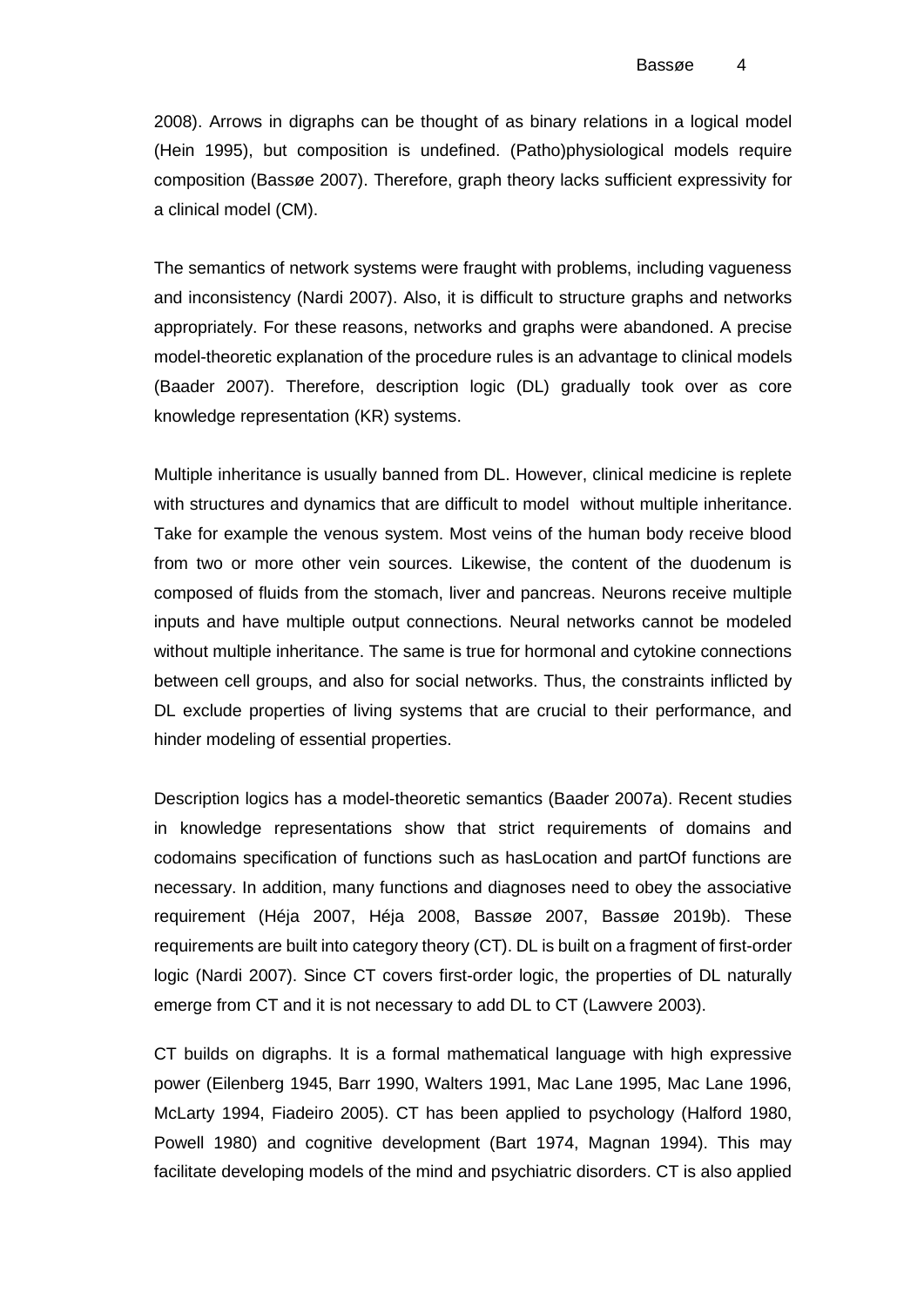2008). Arrows in digraphs can be thought of as binary relations in a logical model (Hein 1995), but composition is undefined. (Patho)physiological models require composition (Bassøe 2007). Therefore, graph theory lacks sufficient expressivity for a clinical model (CM).

The semantics of network systems were fraught with problems, including vagueness and inconsistency (Nardi 2007). Also, it is difficult to structure graphs and networks appropriately. For these reasons, networks and graphs were abandoned. A precise model-theoretic explanation of the procedure rules is an advantage to clinical models (Baader 2007). Therefore, description logic (DL) gradually took over as core knowledge representation (KR) systems.

Multiple inheritance is usually banned from DL. However, clinical medicine is replete with structures and dynamics that are difficult to model without multiple inheritance. Take for example the venous system. Most veins of the human body receive blood from two or more other vein sources. Likewise, the content of the duodenum is composed of fluids from the stomach, liver and pancreas. Neurons receive multiple inputs and have multiple output connections. Neural networks cannot be modeled without multiple inheritance. The same is true for hormonal and cytokine connections between cell groups, and also for social networks. Thus, the constraints inflicted by DL exclude properties of living systems that are crucial to their performance, and hinder modeling of essential properties.

Description logics has a model-theoretic semantics (Baader 2007a). Recent studies in knowledge representations show that strict requirements of domains and codomains specification of functions such as hasLocation and partOf functions are necessary. In addition, many functions and diagnoses need to obey the associative requirement (Héja 2007, Héja 2008, Bassøe 2007, Bassøe 2019b). These requirements are built into category theory (CT). DL is built on a fragment of first-order logic (Nardi 2007). Since CT covers first-order logic, the properties of DL naturally emerge from CT and it is not necessary to add DL to CT (Lawvere 2003).

CT builds on digraphs. It is a formal mathematical language with high expressive power (Eilenberg 1945, Barr 1990, Walters 1991, Mac Lane 1995, Mac Lane 1996, McLarty 1994, Fiadeiro 2005). CT has been applied to psychology (Halford 1980, Powell 1980) and cognitive development (Bart 1974, Magnan 1994). This may facilitate developing models of the mind and psychiatric disorders. CT is also applied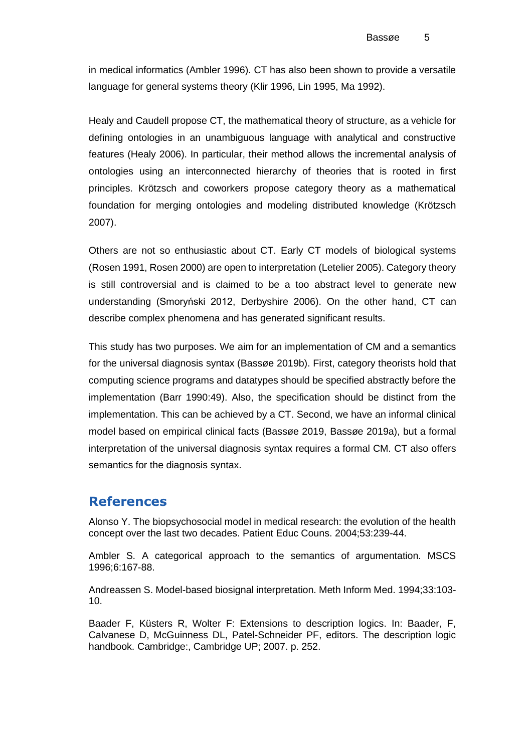in medical informatics (Ambler 1996). CT has also been shown to provide a versatile language for general systems theory (Klir 1996, Lin 1995, Ma 1992).

Healy and Caudell propose CT, the mathematical theory of structure, as a vehicle for defining ontologies in an unambiguous language with analytical and constructive features (Healy 2006). In particular, their method allows the incremental analysis of ontologies using an interconnected hierarchy of theories that is rooted in first principles. Krötzsch and coworkers propose category theory as a mathematical foundation for merging ontologies and modeling distributed knowledge (Krötzsch 2007).

Others are not so enthusiastic about CT. Early CT models of biological systems (Rosen 1991, Rosen 2000) are open to interpretation (Letelier 2005). Category theory is still controversial and is claimed to be a too abstract level to generate new understanding (Smoryński 2012, Derbyshire 2006). On the other hand, CT can describe complex phenomena and has generated significant results.

This study has two purposes. We aim for an implementation of CM and a semantics for the universal diagnosis syntax (Bassøe 2019b). First, category theorists hold that computing science programs and datatypes should be specified abstractly before the implementation (Barr 1990:49). Also, the specification should be distinct from the implementation. This can be achieved by a CT. Second, we have an informal clinical model based on empirical clinical facts (Bassøe 2019, Bassøe 2019a), but a formal interpretation of the universal diagnosis syntax requires a formal CM. CT also offers semantics for the diagnosis syntax.

## References

Alonso Y. The biopsychosocial model in medical research: the evolution of the health concept over the last two decades. Patient Educ Couns. 2004;53:239-44.

Ambler S. A categorical approach to the semantics of argumentation. MSCS 1996;6:167-88.

Andreassen S. Model-based biosignal interpretation. Meth Inform Med. 1994;33:103-10.

Baader F, Küsters R, Wolter F: Extensions to description logics. In: Baader, F, Calvanese D, McGuinness DL, Patel-Schneider PF, editors. The description logic handbook. Cambridge:, Cambridge UP; 2007. p. 252.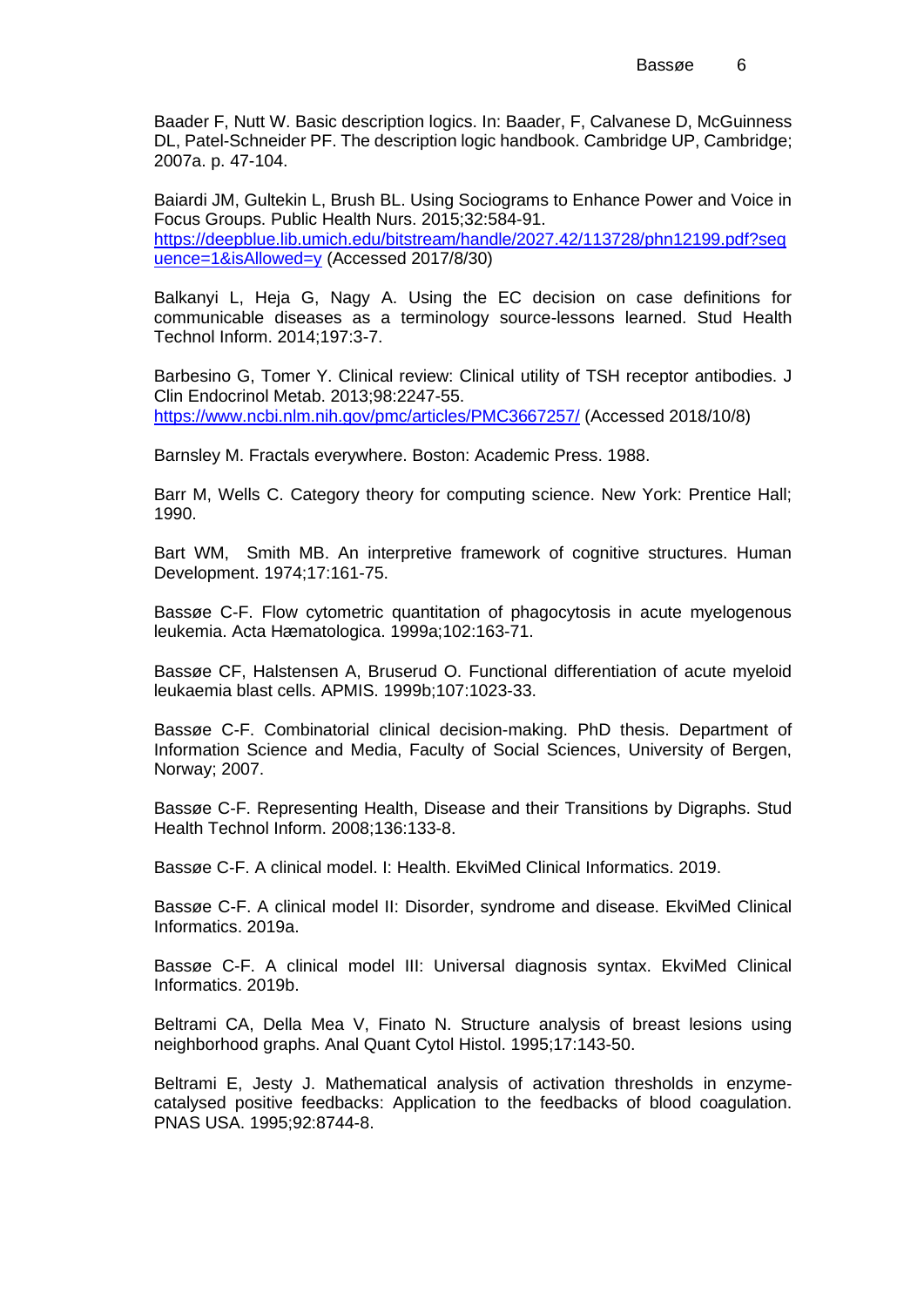Baader F, Nutt W. Basic description logics. In: Baader, F, Calvanese D, McGuinness DL, Patel-Schneider PF. The description logic handbook. Cambridge UP, Cambridge; 2007a. p. 47-104.

Baiardi JM, Gultekin L, Brush BL. Using Sociograms to Enhance Power and Voice in Focus Groups. Public Health Nurs. 2015;32:584-91. https://deepblue.lib.umich.edu/bitstream/handle/2027.42/113728/phn12199.pdf?sequence=1&isAllowed=y (Accessed 2017/8/30)

Balkanyi L, Heja G, Nagy A. Using the EC decision on case definitions for communicable diseases as a terminology source-lessons learned. Stud Health Technol Inform. 2014;197:3-7.

Barbesino G, Tomer Y. Clinical review: Clinical utility of TSH receptor antibodies. J Clin Endocrinol Metab. 2013;98:2247-55. https://www.ncbi.nlm.nih.gov/pmc/articles/PMC3667257/ (Accessed 2018/10/8)

Barnsley M. Fractals everywhere. Boston: Academic Press. 1988.

Barr M, Wells C. Category theory for computing science. New York: Prentice Hall; 1990.

Bart WM, Smith MB. An interpretive framework of cognitive structures. Human Development. 1974;17:161-75.

Bassøe C-F. Flow cytometric quantitation of phagocytosis in acute myelogenous leukemia. Acta Hæmatologica. 1999a;102:163-71.

Bassøe CF, Halstensen A, Bruserud O. Functional differentiation of acute myeloid leukaemia blast cells. APMIS. 1999b;107:1023-33.

Bassøe C-F. Combinatorial clinical decision-making. PhD thesis. Department of Information Science and Media, Faculty of Social Sciences, University of Bergen, Norway; 2007.

Bassøe C-F. Representing Health, Disease and their Transitions by Digraphs. Stud Health Technol Inform. 2008;136:133-8.

Bassøe C-F. A clinical model. I: Health. EkviMed Clinical Informatics. 2019.

Bassøe C-F. A clinical model II: Disorder, syndrome and disease. EkviMed Clinical Informatics. 2019a.

Bassøe C-F. A clinical model III: Universal diagnosis syntax. EkviMed Clinical Informatics. 2019b.

Beltrami CA, Della Mea V, Finato N. Structure analysis of breast lesions using neighborhood graphs. Anal Quant Cytol Histol. 1995;17:143-50.

Beltrami E, Jesty J. Mathematical analysis of activation thresholds in enzyme-catalysed positive feedbacks: Application to the feedbacks of blood coagulation. PNAS USA. 1995;92:8744-8.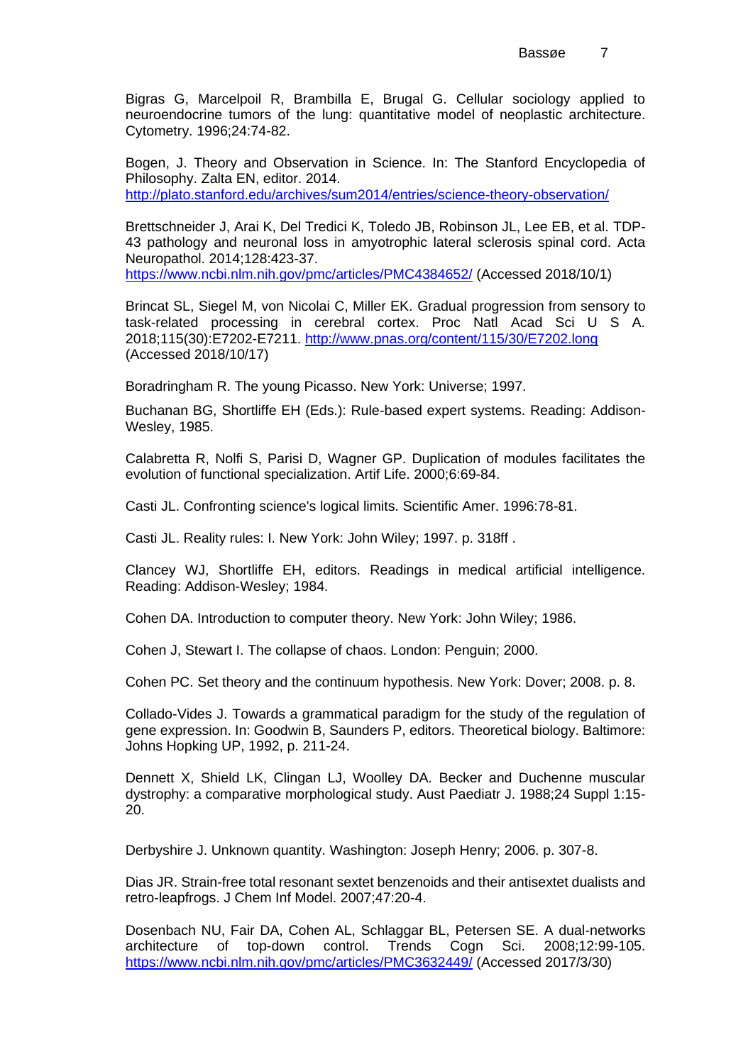Bigras G, Marcelpoil R, Brambilla E, Brugal G. Cellular sociology applied to neuroendocrine tumors of the lung: quantitative model of neoplastic architecture. Cytometry. 1996;24:74-82.

Bogen, J. Theory and Observation in Science. In: The Stanford Encyclopedia of Philosophy. Zalta EN, editor. 2014. http://plato.stanford.edu/archives/sum2014/entries/science-theory-observation/

Brettschneider J, Arai K, Del Tredici K, Toledo JB, Robinson JL, Lee EB, et al. TDP-43 pathology and neuronal loss in amyotrophic lateral sclerosis spinal cord. Acta Neuropathol. 2014;128:423-37. https://www.ncbi.nlm.nih.gov/pmc/articles/PMC4384652/ (Accessed 2018/10/1)

Brincat SL, Siegel M, von Nicolai C, Miller EK. Gradual progression from sensory to task-related processing in cerebral cortex. Proc Natl Acad Sci U S A. 2018;115(30):E7202-E7211. http://www.pnas.org/content/115/30/E7202.long (Accessed 2018/10/17)

Boradringham R. The young Picasso. New York: Universe; 1997.

Buchanan BG, Shortliffe EH (Eds.): Rule-based expert systems. Reading: Addison-Wesley, 1985.

Calabretta R, Nolfi S, Parisi D, Wagner GP. Duplication of modules facilitates the evolution of functional specialization. Artif Life. 2000;6:69-84.

Casti JL. Confronting science's logical limits. Scientific Amer. 1996:78-81.

Casti JL. Reality rules: I. New York: John Wiley; 1997. p. 318ff .

Clancey WJ, Shortliffe EH, editors. Readings in medical artificial intelligence. Reading: Addison-Wesley; 1984.

Cohen DA. Introduction to computer theory. New York: John Wiley; 1986.

Cohen J, Stewart I. The collapse of chaos. London: Penguin; 2000.

Cohen PC. Set theory and the continuum hypothesis. New York: Dover; 2008. p. 8.

Collado-Vides J. Towards a grammatical paradigm for the study of the regulation of gene expression. In: Goodwin B, Saunders P, editors. Theoretical biology. Baltimore: Johns Hopking UP, 1992, p. 211-24.

Dennett X, Shield LK, Clingan LJ, Woolley DA. Becker and Duchenne muscular dystrophy: a comparative morphological study. Aust Paediatr J. 1988;24 Suppl 1:15-20.

Derbyshire J. Unknown quantity. Washington: Joseph Henry; 2006. p. 307-8.

Dias JR. Strain-free total resonant sextet benzenoids and their antisextet dualists and retro-leapfrogs. J Chem Inf Model. 2007;47:20-4.

Dosenbach NU, Fair DA, Cohen AL, Schlaggar BL, Petersen SE. A dual-networks architecture of top-down control. Trends Cogn Sci. 2008;12:99-105. https://www.ncbi.nlm.nih.gov/pmc/articles/PMC3632449/ (Accessed 2017/3/30)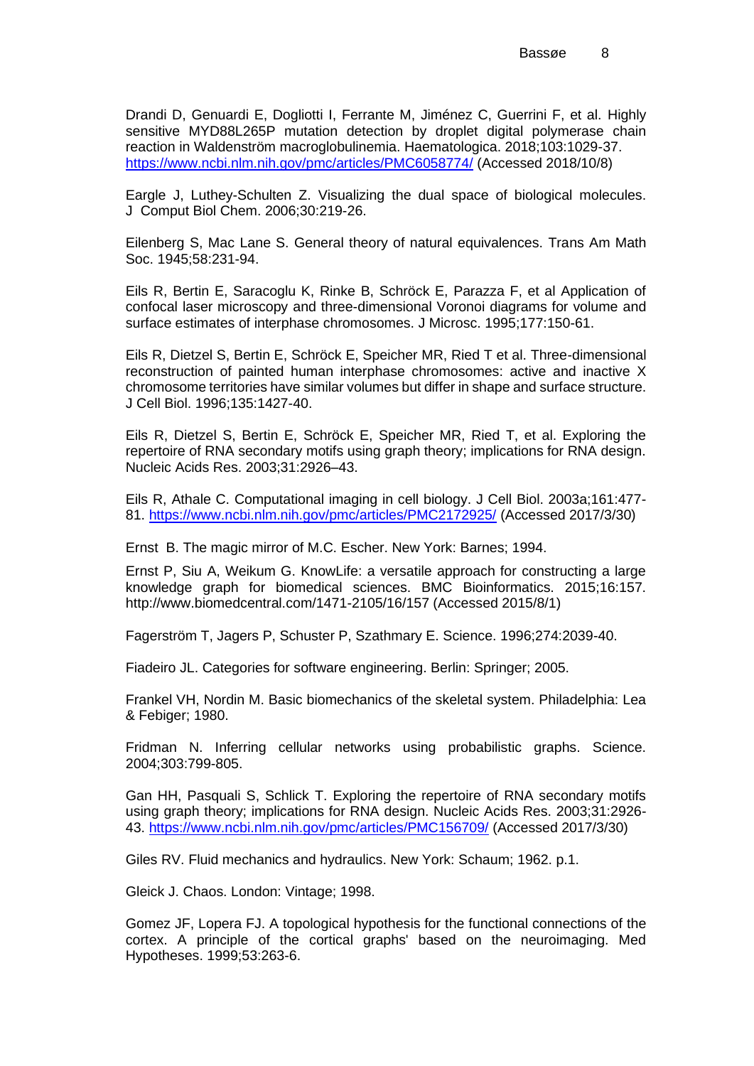Drandi D, Genuardi E, Dogliotti I, Ferrante M, Jiménez C, Guerrini F, et al. Highly sensitive MYD88L265P mutation detection by droplet digital polymerase chain reaction in Waldenström macroglobulinemia. Haematologica. 2018;103:1029-37. https://www.ncbi.nlm.nih.gov/pmc/articles/PMC6058774/ (Accessed 2018/10/8)

Eargle J, Luthey-Schulten Z. Visualizing the dual space of biological molecules. J Comput Biol Chem. 2006;30:219-26.

Eilenberg S, Mac Lane S. General theory of natural equivalences. Trans Am Math Soc. 1945;58:231-94.

Eils R, Bertin E, Saracoglu K, Rinke B, Schröck E, Parazza F, et al Application of confocal laser microscopy and three-dimensional Voronoi diagrams for volume and surface estimates of interphase chromosomes. J Microsc. 1995;177:150-61.

Eils R, Dietzel S, Bertin E, Schröck E, Speicher MR, Ried T et al. Three-dimensional reconstruction of painted human interphase chromosomes: active and inactive X chromosome territories have similar volumes but differ in shape and surface structure. J Cell Biol. 1996;135:1427-40.

Eils R, Dietzel S, Bertin E, Schröck E, Speicher MR, Ried T, et al. Exploring the repertoire of RNA secondary motifs using graph theory; implications for RNA design. Nucleic Acids Res. 2003;31:2926–43.

Eils R, Athale C. Computational imaging in cell biology. J Cell Biol. 2003a;161:477-81. https://www.ncbi.nlm.nih.gov/pmc/articles/PMC2172925/ (Accessed 2017/3/30)

Ernst B. The magic mirror of M.C. Escher. New York: Barnes; 1994.

Ernst P, Siu A, Weikum G. KnowLife: a versatile approach for constructing a large knowledge graph for biomedical sciences. BMC Bioinformatics. 2015;16:157. http://www.biomedcentral.com/1471-2105/16/157 (Accessed 2015/8/1)

Fagerström T, Jagers P, Schuster P, Szathmary E. Science. 1996;274:2039-40.

Fiadeiro JL. Categories for software engineering. Berlin: Springer; 2005.

Frankel VH, Nordin M. Basic biomechanics of the skeletal system. Philadelphia: Lea & Febiger; 1980.

Fridman N. Inferring cellular networks using probabilistic graphs. Science. 2004;303:799-805.

Gan HH, Pasquali S, Schlick T. Exploring the repertoire of RNA secondary motifs using graph theory; implications for RNA design. Nucleic Acids Res. 2003;31:2926-43. https://www.ncbi.nlm.nih.gov/pmc/articles/PMC156709/ (Accessed 2017/3/30)

Giles RV. Fluid mechanics and hydraulics. New York: Schaum; 1962. p.1.

Gleick J. Chaos. London: Vintage; 1998.

Gomez JF, Lopera FJ. A topological hypothesis for the functional connections of the cortex. A principle of the cortical graphs' based on the neuroimaging. Med Hypotheses. 1999;53:263-6.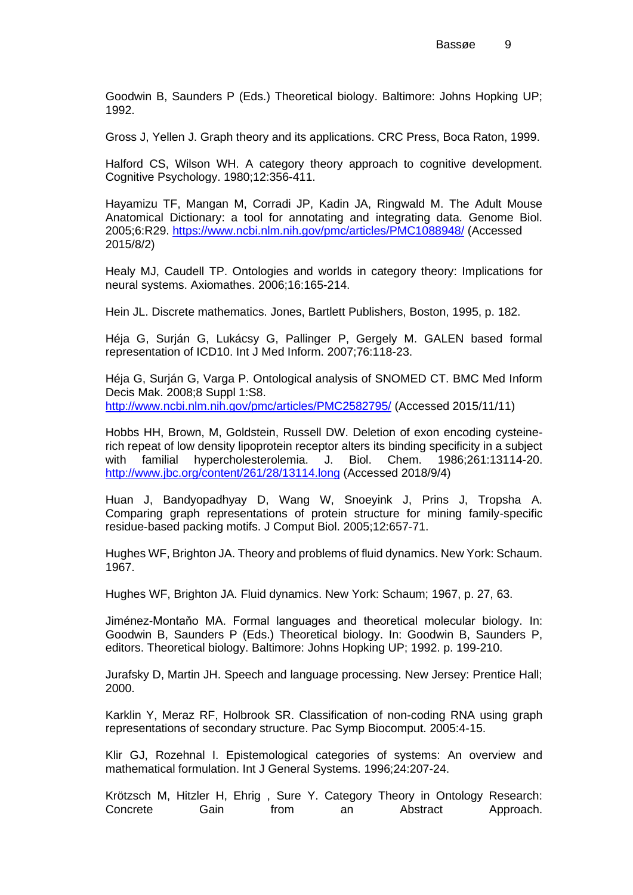Goodwin B, Saunders P (Eds.) Theoretical biology. Baltimore: Johns Hopking UP; 1992.

Gross J, Yellen J. Graph theory and its applications. CRC Press, Boca Raton, 1999.

Halford CS, Wilson WH. A category theory approach to cognitive development. Cognitive Psychology. 1980;12:356-411.

Hayamizu TF, Mangan M, Corradi JP, Kadin JA, Ringwald M. The Adult Mouse Anatomical Dictionary: a tool for annotating and integrating data. Genome Biol. 2005;6:R29. https://www.ncbi.nlm.nih.gov/pmc/articles/PMC1088948/ (Accessed 2015/8/2)

Healy MJ, Caudell TP. Ontologies and worlds in category theory: Implications for neural systems. Axiomathes. 2006;16:165-214.

Hein JL. Discrete mathematics. Jones, Bartlett Publishers, Boston, 1995, p. 182.

Héja G, Surján G, Lukácsy G, Pallinger P, Gergely M. GALEN based formal representation of ICD10. Int J Med Inform. 2007;76:118-23.

Héja G, Surján G, Varga P. Ontological analysis of SNOMED CT. BMC Med Inform Decis Mak. 2008;8 Suppl 1:S8. http://www.ncbi.nlm.nih.gov/pmc/articles/PMC2582795/ (Accessed 2015/11/11)

Hobbs HH, Brown, M, Goldstein, Russell DW. Deletion of exon encoding cysteine-rich repeat of low density lipoprotein receptor alters its binding specificity in a subject with familial hypercholesterolemia. J. Biol. Chem. 1986;261:13114-20. http://www.jbc.org/content/261/28/13114.long (Accessed 2018/9/4)

Huan J, Bandyopadhyay D, Wang W, Snoeyink J, Prins J, Tropsha A. Comparing graph representations of protein structure for mining family-specific residue-based packing motifs. J Comput Biol. 2005;12:657-71.

Hughes WF, Brighton JA. Theory and problems of fluid dynamics. New York: Schaum. 1967.

Hughes WF, Brighton JA. Fluid dynamics. New York: Schaum; 1967, p. 27, 63.

Jiménez-Montaňo MA. Formal languages and theoretical molecular biology. In: Goodwin B, Saunders P (Eds.) Theoretical biology. In: Goodwin B, Saunders P, editors. Theoretical biology. Baltimore: Johns Hopking UP; 1992. p. 199-210.

Jurafsky D, Martin JH. Speech and language processing. New Jersey: Prentice Hall; 2000.

Karklin Y, Meraz RF, Holbrook SR. Classification of non-coding RNA using graph representations of secondary structure. Pac Symp Biocomput. 2005:4-15.

Klir GJ, Rozehnal I. Epistemological categories of systems: An overview and mathematical formulation. Int J General Systems. 1996;24:207-24.

Krötzsch M, Hitzler H, Ehrig , Sure Y. Category Theory in Ontology Research: Concrete Gain from an Abstract Approach.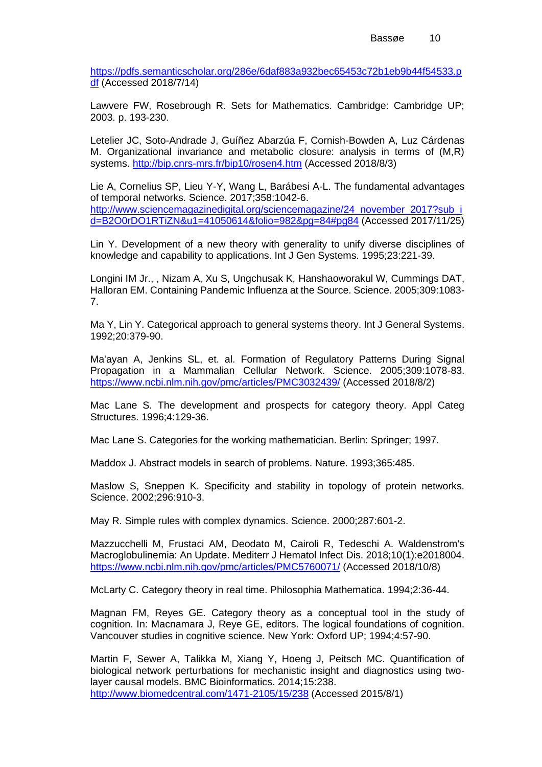https://pdfs.semanticscholar.org/286e/6daf883a932bec65453c72b1eb9b44f54533.pdf (Accessed 2018/7/14)

Lawvere FW, Rosebrough R. Sets for Mathematics. Cambridge: Cambridge UP; 2003. p. 193-230.

Letelier JC, Soto-Andrade J, Guíñez Abarzúa F, Cornish-Bowden A, Luz Cárdenas M. Organizational invariance and metabolic closure: analysis in terms of (M,R) systems. http://bip.cnrs-mrs.fr/bip10/rosen4.htm (Accessed 2018/8/3)

Lie A, Cornelius SP, Lieu Y-Y, Wang L, Barábesi A-L. The fundamental advantages of temporal networks. Science. 2017;358:1042-6. http://www.sciencemagazinedigital.org/sciencemagazine/24_november_2017?sub_id=B2O0rDO1RTiZN&u1=41050614&folio=982&pg=84#pg84 (Accessed 2017/11/25)

Lin Y. Development of a new theory with generality to unify diverse disciplines of knowledge and capability to applications. Int J Gen Systems. 1995;23:221-39.

Longini IM Jr., , Nizam A, Xu S, Ungchusak K, Hanshaoworakul W, Cummings DAT, Halloran EM. Containing Pandemic Influenza at the Source. Science. 2005;309:1083-7.

Ma Y, Lin Y. Categorical approach to general systems theory. Int J General Systems. 1992;20:379-90.

Ma'ayan A, Jenkins SL, et. al. Formation of Regulatory Patterns During Signal Propagation in a Mammalian Cellular Network. Science. 2005;309:1078-83. https://www.ncbi.nlm.nih.gov/pmc/articles/PMC3032439/ (Accessed 2018/8/2)

Mac Lane S. The development and prospects for category theory. Appl Categ Structures. 1996;4:129-36.

Mac Lane S. Categories for the working mathematician. Berlin: Springer; 1997.

Maddox J. Abstract models in search of problems. Nature. 1993;365:485.

Maslow S, Sneppen K. Specificity and stability in topology of protein networks. Science. 2002;296:910-3.

May R. Simple rules with complex dynamics. Science. 2000;287:601-2.

Mazzucchelli M, Frustaci AM, Deodato M, Cairoli R, Tedeschi A. Waldenstrom's Macroglobulinemia: An Update. Mediterr J Hematol Infect Dis. 2018;10(1):e2018004. https://www.ncbi.nlm.nih.gov/pmc/articles/PMC5760071/ (Accessed 2018/10/8)

McLarty C. Category theory in real time. Philosophia Mathematica. 1994;2:36-44.

Magnan FM, Reyes GE. Category theory as a conceptual tool in the study of cognition. In: Macnamara J, Reye GE, editors. The logical foundations of cognition. Vancouver studies in cognitive science. New York: Oxford UP; 1994;4:57-90.

Martin F, Sewer A, Talikka M, Xiang Y, Hoeng J, Peitsch MC. Quantification of biological network perturbations for mechanistic insight and diagnostics using two-layer causal models. BMC Bioinformatics. 2014;15:238. http://www.biomedcentral.com/1471-2105/15/238 (Accessed 2015/8/1)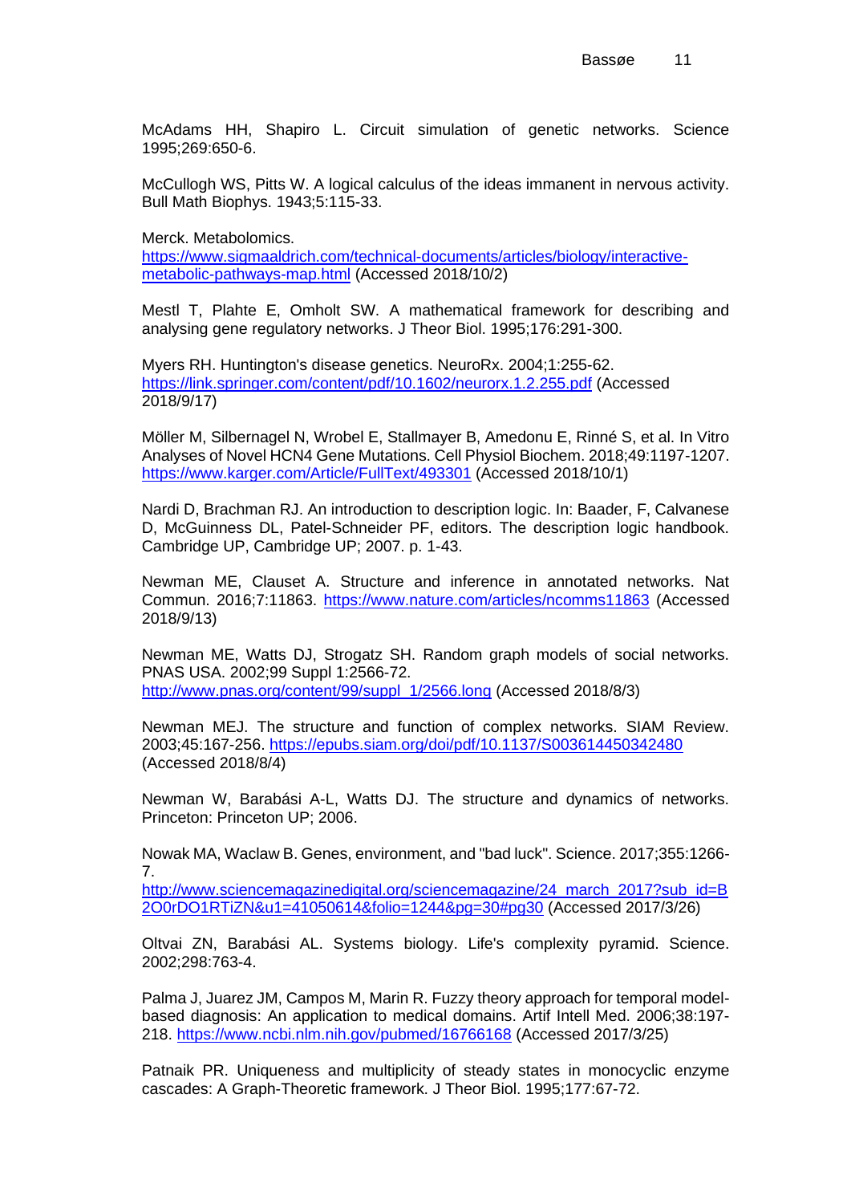McAdams HH, Shapiro L. Circuit simulation of genetic networks. Science 1995;269:650-6.

McCullogh WS, Pitts W. A logical calculus of the ideas immanent in nervous activity. Bull Math Biophys. 1943;5:115-33.

Merck. Metabolomics. https://www.sigmaaldrich.com/technical-documents/articles/biology/interactive-metabolic-pathways-map.html (Accessed 2018/10/2)

Mestl T, Plahte E, Omholt SW. A mathematical framework for describing and analysing gene regulatory networks. J Theor Biol. 1995;176:291-300.

Myers RH. Huntington's disease genetics. NeuroRx. 2004;1:255-62. https://link.springer.com/content/pdf/10.1602/neurorx.1.2.255.pdf (Accessed 2018/9/17)

Möller M, Silbernagel N, Wrobel E, Stallmayer B, Amedonu E, Rinné S, et al. In Vitro Analyses of Novel HCN4 Gene Mutations. Cell Physiol Biochem. 2018;49:1197-1207. https://www.karger.com/Article/FullText/493301 (Accessed 2018/10/1)

Nardi D, Brachman RJ. An introduction to description logic. In: Baader, F, Calvanese D, McGuinness DL, Patel-Schneider PF, editors. The description logic handbook. Cambridge UP, Cambridge UP; 2007. p. 1-43.

Newman ME, Clauset A. Structure and inference in annotated networks. Nat Commun. 2016;7:11863. https://www.nature.com/articles/ncomms11863 (Accessed 2018/9/13)

Newman ME, Watts DJ, Strogatz SH. Random graph models of social networks. PNAS USA. 2002;99 Suppl 1:2566-72. http://www.pnas.org/content/99/suppl_1/2566.long (Accessed 2018/8/3)

Newman MEJ. The structure and function of complex networks. SIAM Review. 2003;45:167-256. https://epubs.siam.org/doi/pdf/10.1137/S003614450342480 (Accessed 2018/8/4)

Newman W, Barabási A-L, Watts DJ. The structure and dynamics of networks. Princeton: Princeton UP; 2006.

Nowak MA, Waclaw B. Genes, environment, and "bad luck". Science. 2017;355:1266-7. http://www.sciencemagazinedigital.org/sciencemagazine/24_march_2017?sub_id=B2O0rDO1RTiZN&u1=41050614&folio=1244&pg=30#pg30 (Accessed 2017/3/26)

Oltvai ZN, Barabási AL. Systems biology. Life's complexity pyramid. Science. 2002;298:763-4.

Palma J, Juarez JM, Campos M, Marin R. Fuzzy theory approach for temporal model-based diagnosis: An application to medical domains. Artif Intell Med. 2006;38:197-218. https://www.ncbi.nlm.nih.gov/pubmed/16766168 (Accessed 2017/3/25)

Patnaik PR. Uniqueness and multiplicity of steady states in monocyclic enzyme cascades: A Graph-Theoretic framework. J Theor Biol. 1995;177:67-72.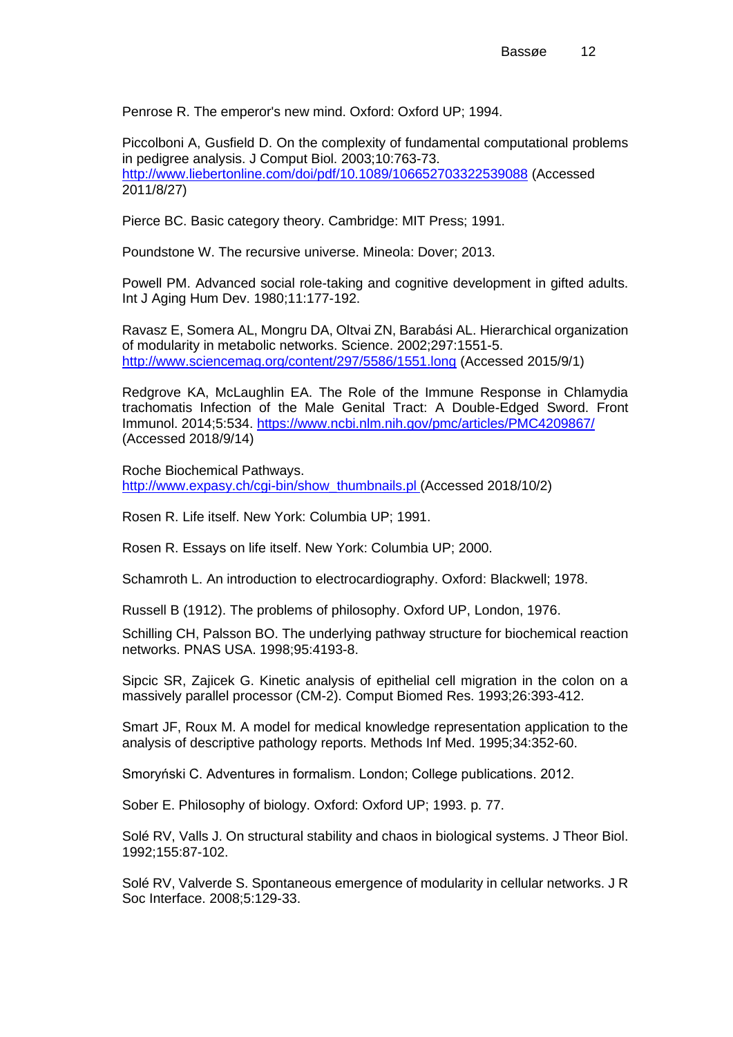Penrose R. The emperor's new mind. Oxford: Oxford UP; 1994.

Piccolboni A, Gusfield D. On the complexity of fundamental computational problems in pedigree analysis. J Comput Biol. 2003;10:763-73. http://www.liebertonline.com/doi/pdf/10.1089/106652703322539088 (Accessed 2011/8/27)

Pierce BC. Basic category theory. Cambridge: MIT Press; 1991.

Poundstone W. The recursive universe. Mineola: Dover; 2013.

Powell PM. Advanced social role-taking and cognitive development in gifted adults. Int J Aging Hum Dev. 1980;11:177-192.

Ravasz E, Somera AL, Mongru DA, Oltvai ZN, Barabási AL. Hierarchical organization of modularity in metabolic networks. Science. 2002;297:1551-5. http://www.sciencemag.org/content/297/5586/1551.long (Accessed 2015/9/1)

Redgrove KA, McLaughlin EA. The Role of the Immune Response in Chlamydia trachomatis Infection of the Male Genital Tract: A Double-Edged Sword. Front Immunol. 2014;5:534. https://www.ncbi.nlm.nih.gov/pmc/articles/PMC4209867/ (Accessed 2018/9/14)

Roche Biochemical Pathways. http://www.expasy.ch/cgi-bin/show_thumbnails.pl (Accessed 2018/10/2)

Rosen R. Life itself. New York: Columbia UP; 1991.

Rosen R. Essays on life itself. New York: Columbia UP; 2000.

Schamroth L. An introduction to electrocardiography. Oxford: Blackwell; 1978.

Russell B (1912). The problems of philosophy. Oxford UP, London, 1976.

Schilling CH, Palsson BO. The underlying pathway structure for biochemical reaction networks. PNAS USA. 1998;95:4193-8.

Sipcic SR, Zajicek G. Kinetic analysis of epithelial cell migration in the colon on a massively parallel processor (CM-2). Comput Biomed Res. 1993;26:393-412.

Smart JF, Roux M. A model for medical knowledge representation application to the analysis of descriptive pathology reports. Methods Inf Med. 1995;34:352-60.

Smoryński C. Adventures in formalism. London; College publications. 2012.

Sober E. Philosophy of biology. Oxford: Oxford UP; 1993. p. 77.

Solé RV, Valls J. On structural stability and chaos in biological systems. J Theor Biol. 1992;155:87-102.

Solé RV, Valverde S. Spontaneous emergence of modularity in cellular networks. J R Soc Interface. 2008;5:129-33.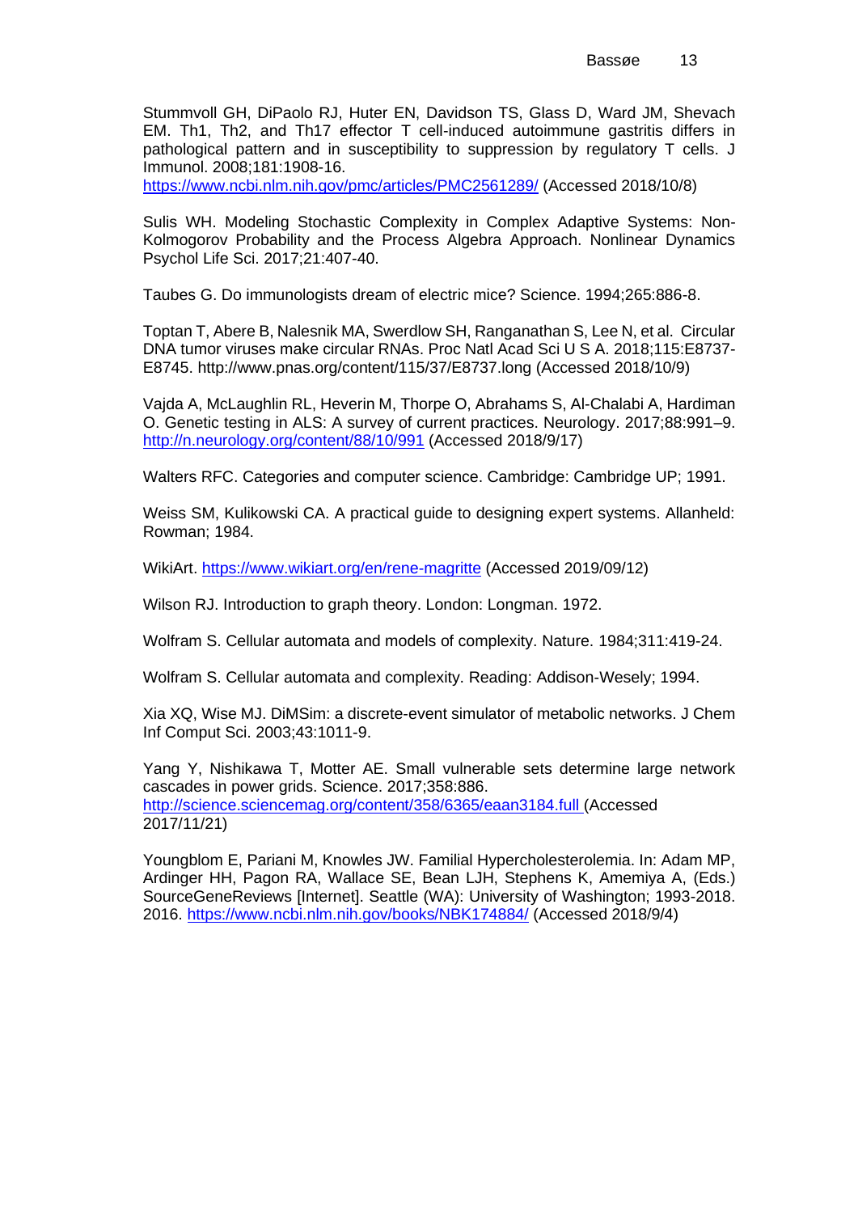Stummvoll GH, DiPaolo RJ, Huter EN, Davidson TS, Glass D, Ward JM, Shevach EM. Th1, Th2, and Th17 effector T cell-induced autoimmune gastritis differs in pathological pattern and in susceptibility to suppression by regulatory T cells. J Immunol. 2008;181:1908-16.
https://www.ncbi.nlm.nih.gov/pmc/articles/PMC2561289/ (Accessed 2018/10/8)

Sulis WH. Modeling Stochastic Complexity in Complex Adaptive Systems: Non-Kolmogorov Probability and the Process Algebra Approach. Nonlinear Dynamics Psychol Life Sci. 2017;21:407-40.

Taubes G. Do immunologists dream of electric mice? Science. 1994;265:886-8.

Toptan T, Abere B, Nalesnik MA, Swerdlow SH, Ranganathan S, Lee N, et al. Circular DNA tumor viruses make circular RNAs. Proc Natl Acad Sci U S A. 2018;115:E8737-E8745. http://www.pnas.org/content/115/37/E8737.long (Accessed 2018/10/9)

Vajda A, McLaughlin RL, Heverin M, Thorpe O, Abrahams S, Al-Chalabi A, Hardiman O. Genetic testing in ALS: A survey of current practices. Neurology. 2017;88:991–9. http://n.neurology.org/content/88/10/991 (Accessed 2018/9/17)

Walters RFC. Categories and computer science. Cambridge: Cambridge UP; 1991.

Weiss SM, Kulikowski CA. A practical guide to designing expert systems. Allanheld: Rowman; 1984.

WikiArt. https://www.wikiart.org/en/rene-magritte (Accessed 2019/09/12)

Wilson RJ. Introduction to graph theory. London: Longman. 1972.

Wolfram S. Cellular automata and models of complexity. Nature. 1984;311:419-24.

Wolfram S. Cellular automata and complexity. Reading: Addison-Wesely; 1994.

Xia XQ, Wise MJ. DiMSim: a discrete-event simulator of metabolic networks. J Chem Inf Comput Sci. 2003;43:1011-9.

Yang Y, Nishikawa T, Motter AE. Small vulnerable sets determine large network cascades in power grids. Science. 2017;358:886.
http://science.sciencemag.org/content/358/6365/eaan3184.full (Accessed 2017/11/21)

Youngblom E, Pariani M, Knowles JW. Familial Hypercholesterolemia. In: Adam MP, Ardinger HH, Pagon RA, Wallace SE, Bean LJH, Stephens K, Amemiya A, (Eds.) SourceGeneReviews [Internet]. Seattle (WA): University of Washington; 1993-2018. 2016. https://www.ncbi.nlm.nih.gov/books/NBK174884/ (Accessed 2018/9/4)